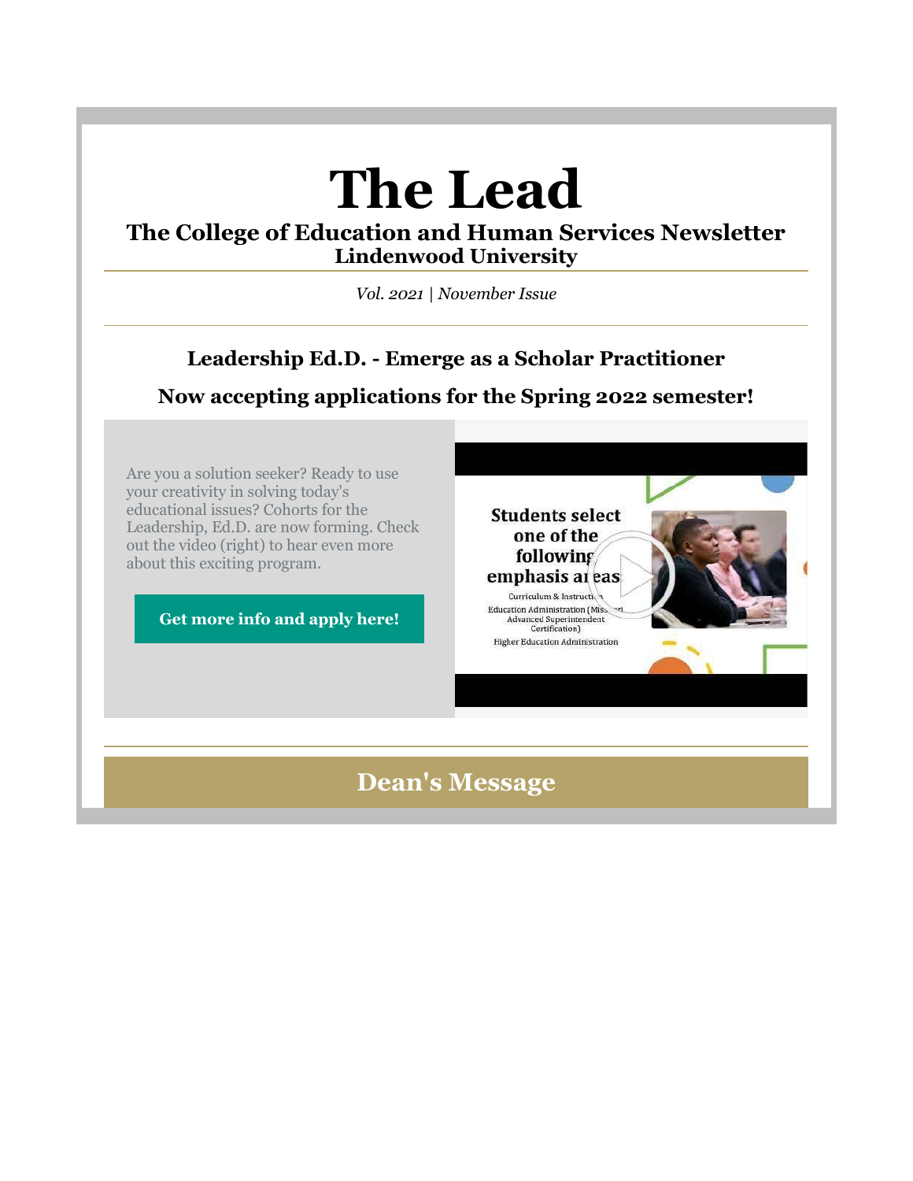# The Lead

## The College of Education and Human Services Newsletter
### Lindenwood University

*Vol. 2021 | November Issue*

---

### Leadership Ed.D. - Emerge as a Scholar Practitioner

### Now accepting applications for the Spring 2022 semester!

Are you a solution seeker? Ready to use your creativity in solving today's educational issues? Cohorts for the Leadership, Ed.D. are now forming. Check out the video (right) to hear even more about this exciting program.

**Get more info and apply here!**

Students select one of the following emphasis areas

Curriculum & Instruction

Education Administration (Missouri Advanced Superintendent Certification)

Higher Education Administration

---

## Dean's Message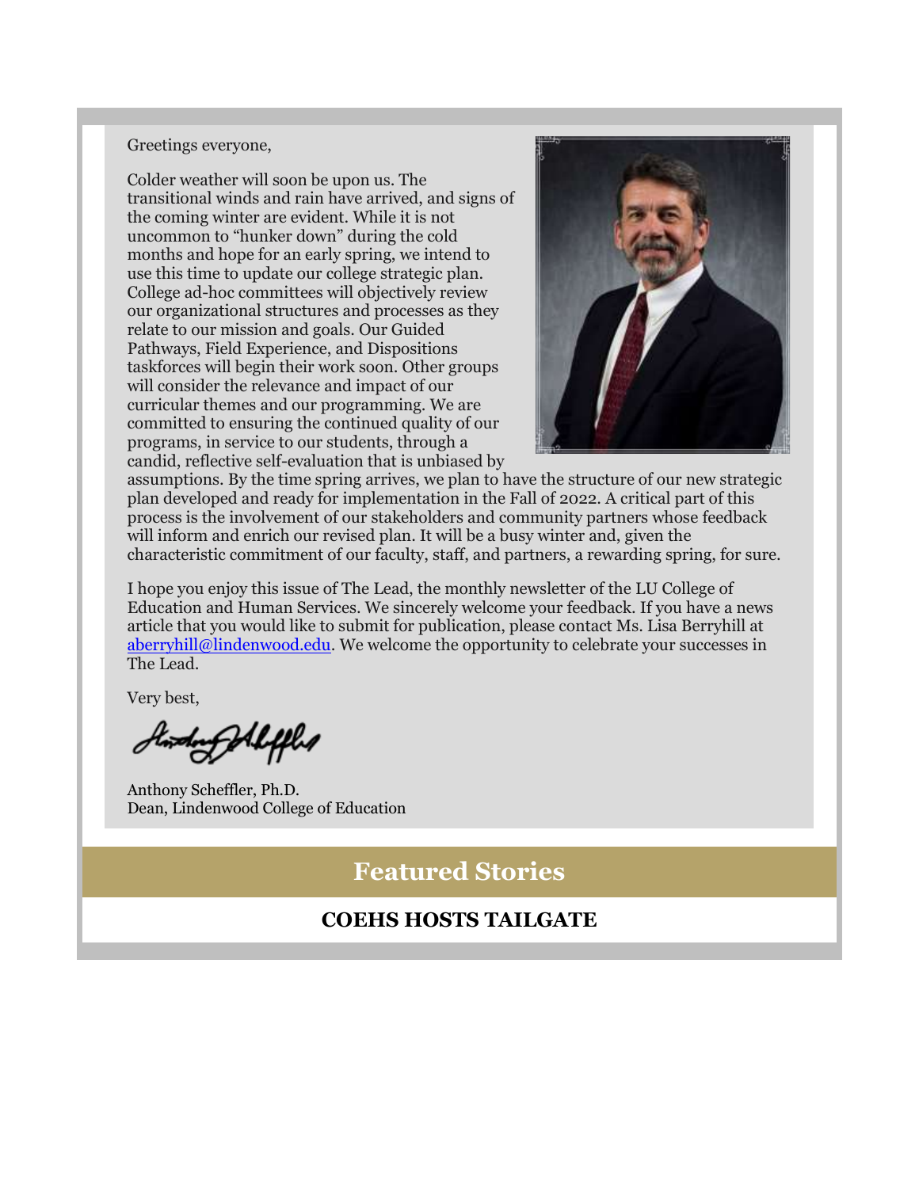Greetings everyone,

Colder weather will soon be upon us. The transitional winds and rain have arrived, and signs of the coming winter are evident. While it is not uncommon to "hunker down" during the cold months and hope for an early spring, we intend to use this time to update our college strategic plan. College ad-hoc committees will objectively review our organizational structures and processes as they relate to our mission and goals. Our Guided Pathways, Field Experience, and Dispositions taskforces will begin their work soon. Other groups will consider the relevance and impact of our curricular themes and our programming. We are committed to ensuring the continued quality of our programs, in service to our students, through a candid, reflective self-evaluation that is unbiased by assumptions. By the time spring arrives, we plan to have the structure of our new strategic plan developed and ready for implementation in the Fall of 2022. A critical part of this process is the involvement of our stakeholders and community partners whose feedback will inform and enrich our revised plan. It will be a busy winter and, given the characteristic commitment of our faculty, staff, and partners, a rewarding spring, for sure.

I hope you enjoy this issue of The Lead, the monthly newsletter of the LU College of Education and Human Services. We sincerely welcome your feedback. If you have a news article that you would like to submit for publication, please contact Ms. Lisa Berryhill at aberryhill@lindenwood.edu. We welcome the opportunity to celebrate your successes in The Lead.

Very best,

Anthony Scheffler, Ph.D.
Dean, Lindenwood College of Education

## Featured Stories

### COEHS HOSTS TAILGATE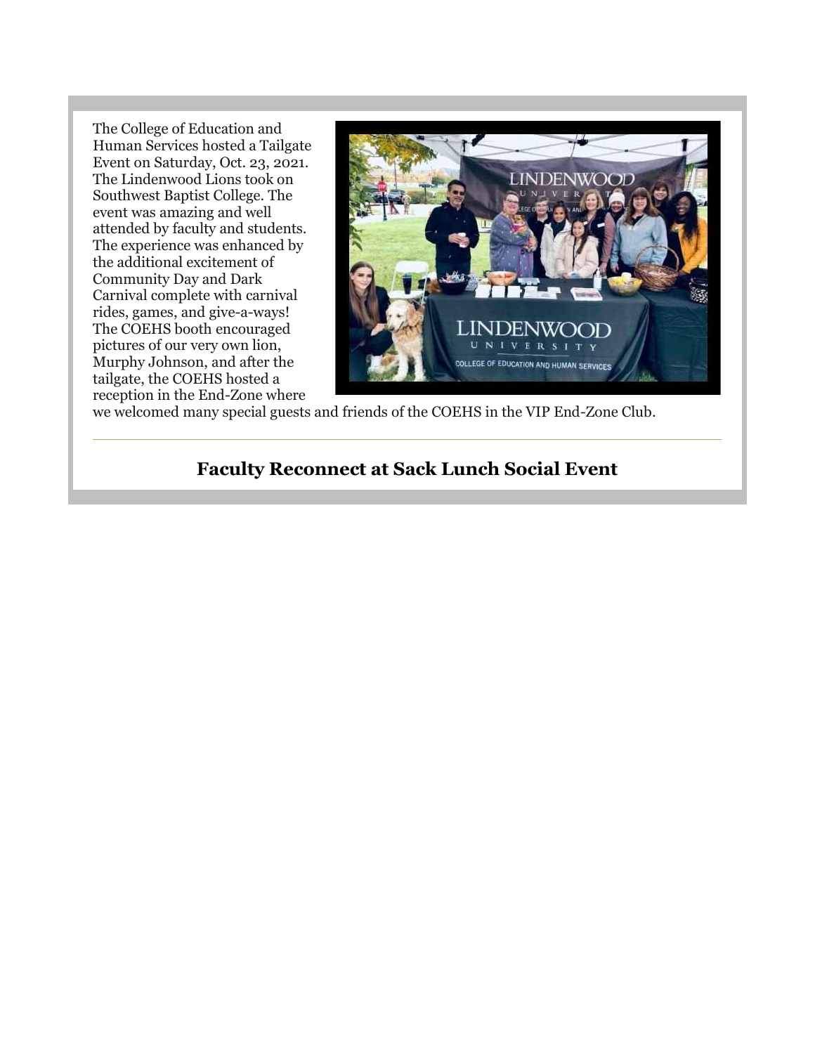The College of Education and Human Services hosted a Tailgate Event on Saturday, Oct. 23, 2021. The Lindenwood Lions took on Southwest Baptist College. The event was amazing and well attended by faculty and students. The experience was enhanced by the additional excitement of Community Day and Dark Carnival complete with carnival rides, games, and give-a-ways! The COEHS booth encouraged pictures of our very own lion, Murphy Johnson, and after the tailgate, the COEHS hosted a reception in the End-Zone where we welcomed many special guests and friends of the COEHS in the VIP End-Zone Club.

---

## Faculty Reconnect at Sack Lunch Social Event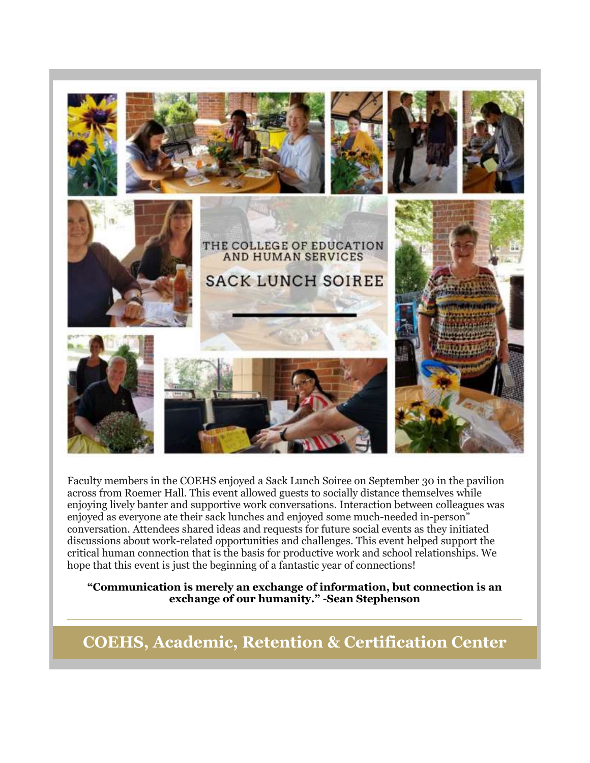THE COLLEGE OF EDUCATION AND HUMAN SERVICES

SACK LUNCH SOIREE

Faculty members in the COEHS enjoyed a Sack Lunch Soiree on September 30 in the pavilion across from Roemer Hall. This event allowed guests to socially distance themselves while enjoying lively banter and supportive work conversations. Interaction between colleagues was enjoyed as everyone ate their sack lunches and enjoyed some much-needed in-person" conversation. Attendees shared ideas and requests for future social events as they initiated discussions about work-related opportunities and challenges. This event helped support the critical human connection that is the basis for productive work and school relationships. We hope that this event is just the beginning of a fantastic year of connections!

**"Communication is merely an exchange of information, but connection is an exchange of our humanity." -Sean Stephenson**

---

## COEHS, Academic, Retention & Certification Center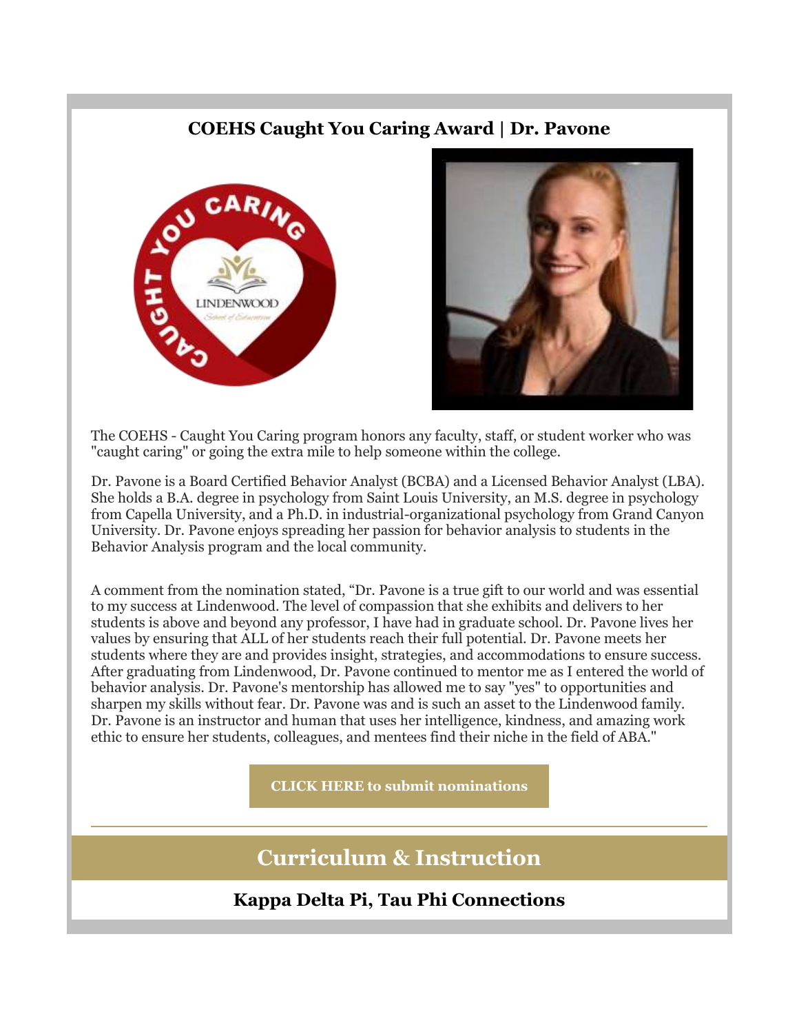### COEHS Caught You Caring Award | Dr. Pavone

The COEHS - Caught You Caring program honors any faculty, staff, or student worker who was "caught caring" or going the extra mile to help someone within the college.

Dr. Pavone is a Board Certified Behavior Analyst (BCBA) and a Licensed Behavior Analyst (LBA). She holds a B.A. degree in psychology from Saint Louis University, an M.S. degree in psychology from Capella University, and a Ph.D. in industrial-organizational psychology from Grand Canyon University. Dr. Pavone enjoys spreading her passion for behavior analysis to students in the Behavior Analysis program and the local community.

A comment from the nomination stated, "Dr. Pavone is a true gift to our world and was essential to my success at Lindenwood. The level of compassion that she exhibits and delivers to her students is above and beyond any professor, I have had in graduate school. Dr. Pavone lives her values by ensuring that ALL of her students reach their full potential. Dr. Pavone meets her students where they are and provides insight, strategies, and accommodations to ensure success. After graduating from Lindenwood, Dr. Pavone continued to mentor me as I entered the world of behavior analysis. Dr. Pavone's mentorship has allowed me to say "yes" to opportunities and sharpen my skills without fear. Dr. Pavone was and is such an asset to the Lindenwood family. Dr. Pavone is an instructor and human that uses her intelligence, kindness, and amazing work ethic to ensure her students, colleagues, and mentees find their niche in the field of ABA."

**CLICK HERE to submit nominations**

---

## Curriculum & Instruction

### Kappa Delta Pi, Tau Phi Connections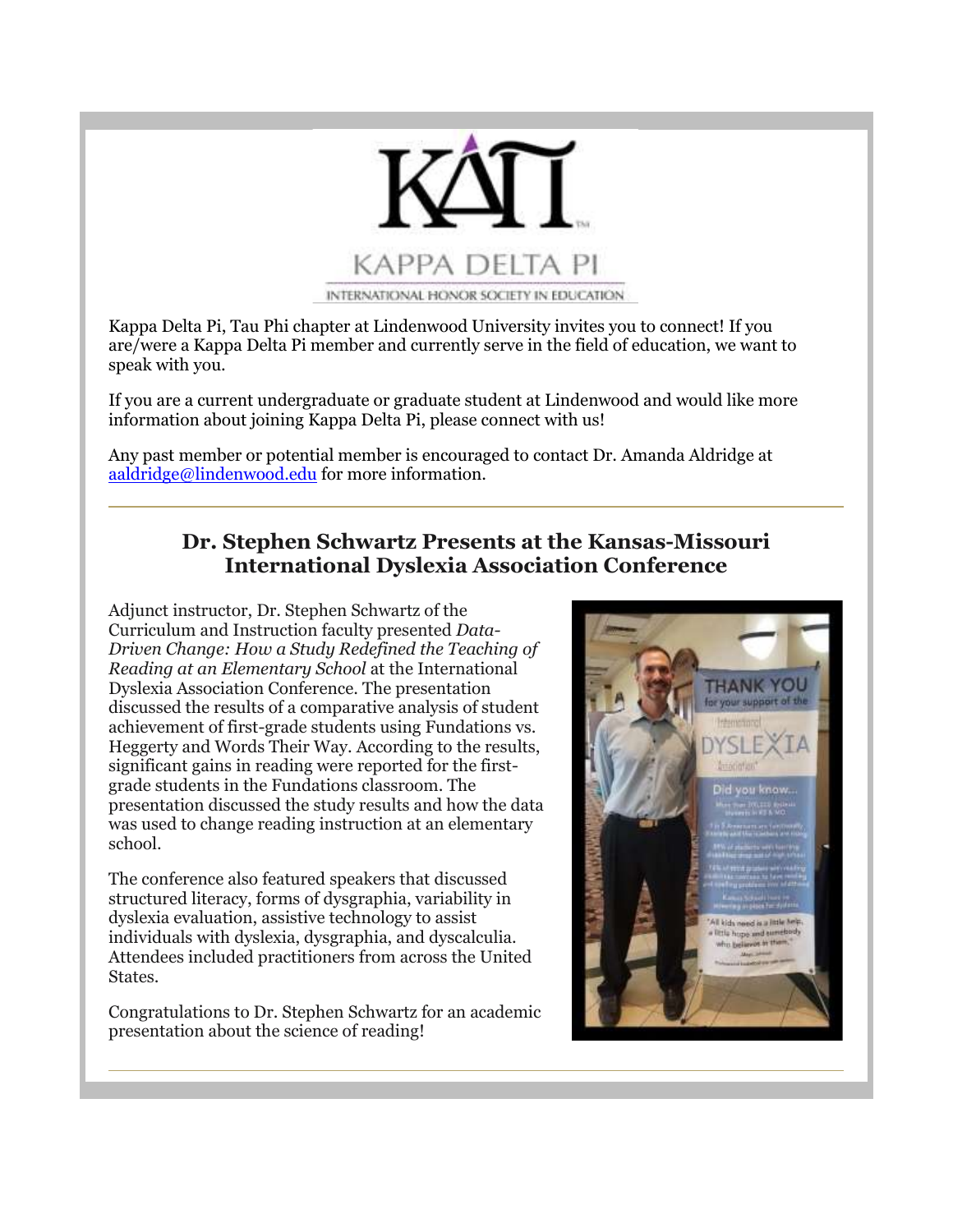Kappa Delta Pi, Tau Phi chapter at Lindenwood University invites you to connect! If you are/were a Kappa Delta Pi member and currently serve in the field of education, we want to speak with you.

If you are a current undergraduate or graduate student at Lindenwood and would like more information about joining Kappa Delta Pi, please connect with us!

Any past member or potential member is encouraged to contact Dr. Amanda Aldridge at aaldridge@lindenwood.edu for more information.

---

## Dr. Stephen Schwartz Presents at the Kansas-Missouri International Dyslexia Association Conference

Adjunct instructor, Dr. Stephen Schwartz of the Curriculum and Instruction faculty presented *Data-Driven Change: How a Study Redefined the Teaching of Reading at an Elementary School* at the International Dyslexia Association Conference. The presentation discussed the results of a comparative analysis of student achievement of first-grade students using Fundations vs. Heggerty and Words Their Way. According to the results, significant gains in reading were reported for the first-grade students in the Fundations classroom. The presentation discussed the study results and how the data was used to change reading instruction at an elementary school.

The conference also featured speakers that discussed structured literacy, forms of dysgraphia, variability in dyslexia evaluation, assistive technology to assist individuals with dyslexia, dysgraphia, and dyscalculia. Attendees included practitioners from across the United States.

Congratulations to Dr. Stephen Schwartz for an academic presentation about the science of reading!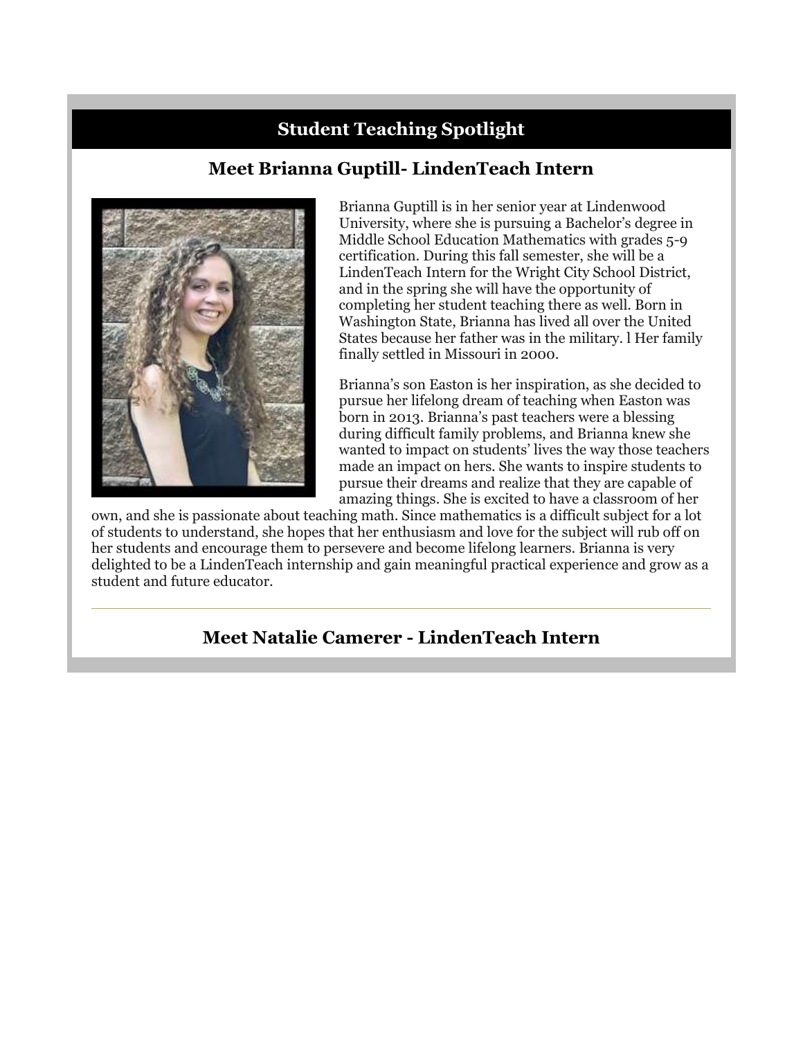## Student Teaching Spotlight

### Meet Brianna Guptill- LindenTeach Intern

Brianna Guptill is in her senior year at Lindenwood University, where she is pursuing a Bachelor's degree in Middle School Education Mathematics with grades 5-9 certification. During this fall semester, she will be a LindenTeach Intern for the Wright City School District, and in the spring she will have the opportunity of completing her student teaching there as well. Born in Washington State, Brianna has lived all over the United States because her father was in the military. l Her family finally settled in Missouri in 2000.

Brianna's son Easton is her inspiration, as she decided to pursue her lifelong dream of teaching when Easton was born in 2013. Brianna's past teachers were a blessing during difficult family problems, and Brianna knew she wanted to impact on students' lives the way those teachers made an impact on hers. She wants to inspire students to pursue their dreams and realize that they are capable of amazing things. She is excited to have a classroom of her own, and she is passionate about teaching math. Since mathematics is a difficult subject for a lot of students to understand, she hopes that her enthusiasm and love for the subject will rub off on her students and encourage them to persevere and become lifelong learners. Brianna is very delighted to be a LindenTeach internship and gain meaningful practical experience and grow as a student and future educator.

---

### Meet Natalie Camerer - LindenTeach Intern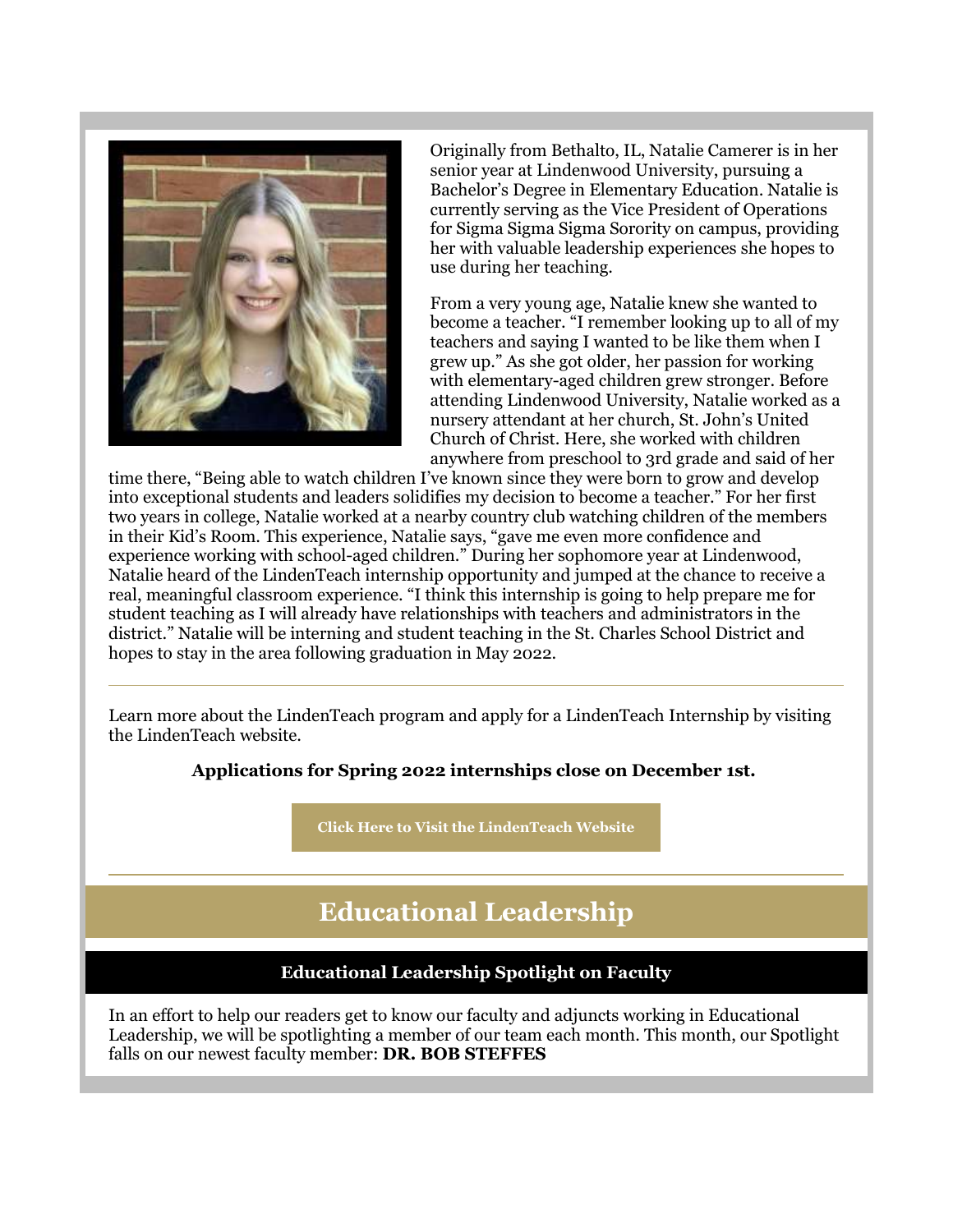Originally from Bethalto, IL, Natalie Camerer is in her senior year at Lindenwood University, pursuing a Bachelor's Degree in Elementary Education. Natalie is currently serving as the Vice President of Operations for Sigma Sigma Sigma Sorority on campus, providing her with valuable leadership experiences she hopes to use during her teaching.

From a very young age, Natalie knew she wanted to become a teacher. "I remember looking up to all of my teachers and saying I wanted to be like them when I grew up." As she got older, her passion for working with elementary-aged children grew stronger. Before attending Lindenwood University, Natalie worked as a nursery attendant at her church, St. John's United Church of Christ. Here, she worked with children anywhere from preschool to 3rd grade and said of her time there, "Being able to watch children I've known since they were born to grow and develop into exceptional students and leaders solidifies my decision to become a teacher." For her first two years in college, Natalie worked at a nearby country club watching children of the members in their Kid's Room. This experience, Natalie says, "gave me even more confidence and experience working with school-aged children." During her sophomore year at Lindenwood, Natalie heard of the LindenTeach internship opportunity and jumped at the chance to receive a real, meaningful classroom experience. "I think this internship is going to help prepare me for student teaching as I will already have relationships with teachers and administrators in the district." Natalie will be interning and student teaching in the St. Charles School District and hopes to stay in the area following graduation in May 2022.

---

Learn more about the LindenTeach program and apply for a LindenTeach Internship by visiting the LindenTeach website.

**Applications for Spring 2022 internships close on December 1st.**

**Click Here to Visit the LindenTeach Website**

---

## Educational Leadership

### Educational Leadership Spotlight on Faculty

In an effort to help our readers get to know our faculty and adjuncts working in Educational Leadership, we will be spotlighting a member of our team each month. This month, our Spotlight falls on our newest faculty member: **DR. BOB STEFFES**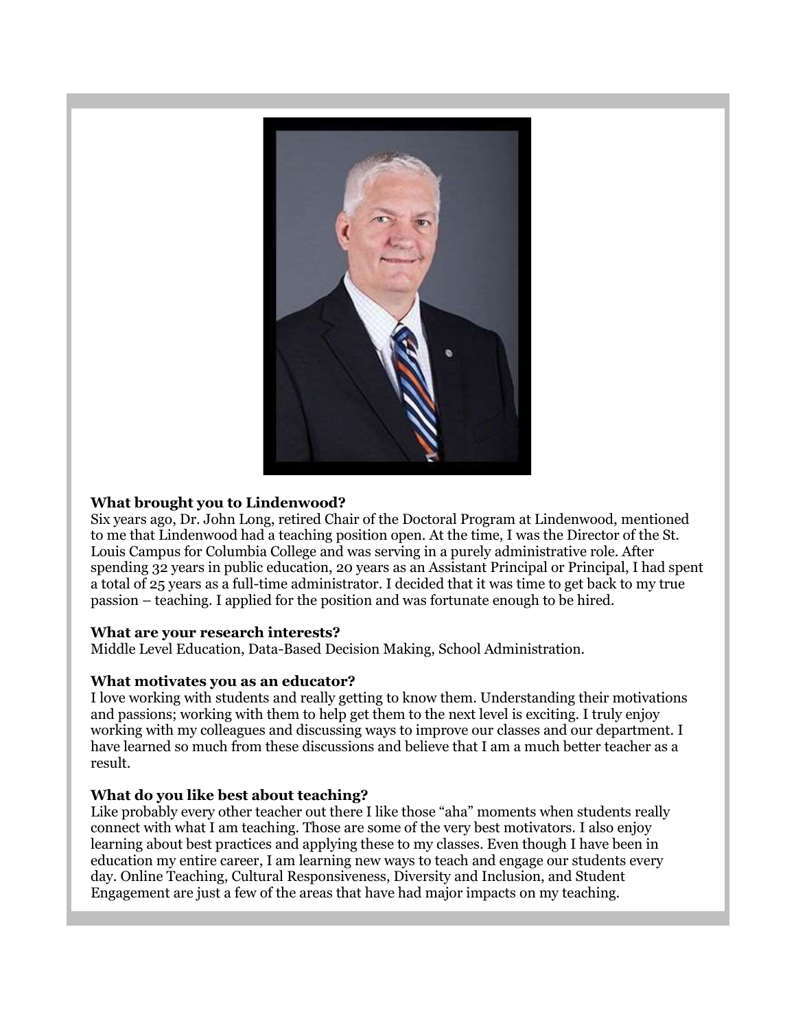**What brought you to Lindenwood?**

Six years ago, Dr. John Long, retired Chair of the Doctoral Program at Lindenwood, mentioned to me that Lindenwood had a teaching position open. At the time, I was the Director of the St. Louis Campus for Columbia College and was serving in a purely administrative role. After spending 32 years in public education, 20 years as an Assistant Principal or Principal, I had spent a total of 25 years as a full-time administrator. I decided that it was time to get back to my true passion – teaching. I applied for the position and was fortunate enough to be hired.

**What are your research interests?**

Middle Level Education, Data-Based Decision Making, School Administration.

**What motivates you as an educator?**

I love working with students and really getting to know them. Understanding their motivations and passions; working with them to help get them to the next level is exciting. I truly enjoy working with my colleagues and discussing ways to improve our classes and our department. I have learned so much from these discussions and believe that I am a much better teacher as a result.

**What do you like best about teaching?**

Like probably every other teacher out there I like those "aha" moments when students really connect with what I am teaching. Those are some of the very best motivators. I also enjoy learning about best practices and applying these to my classes. Even though I have been in education my entire career, I am learning new ways to teach and engage our students every day. Online Teaching, Cultural Responsiveness, Diversity and Inclusion, and Student Engagement are just a few of the areas that have had major impacts on my teaching.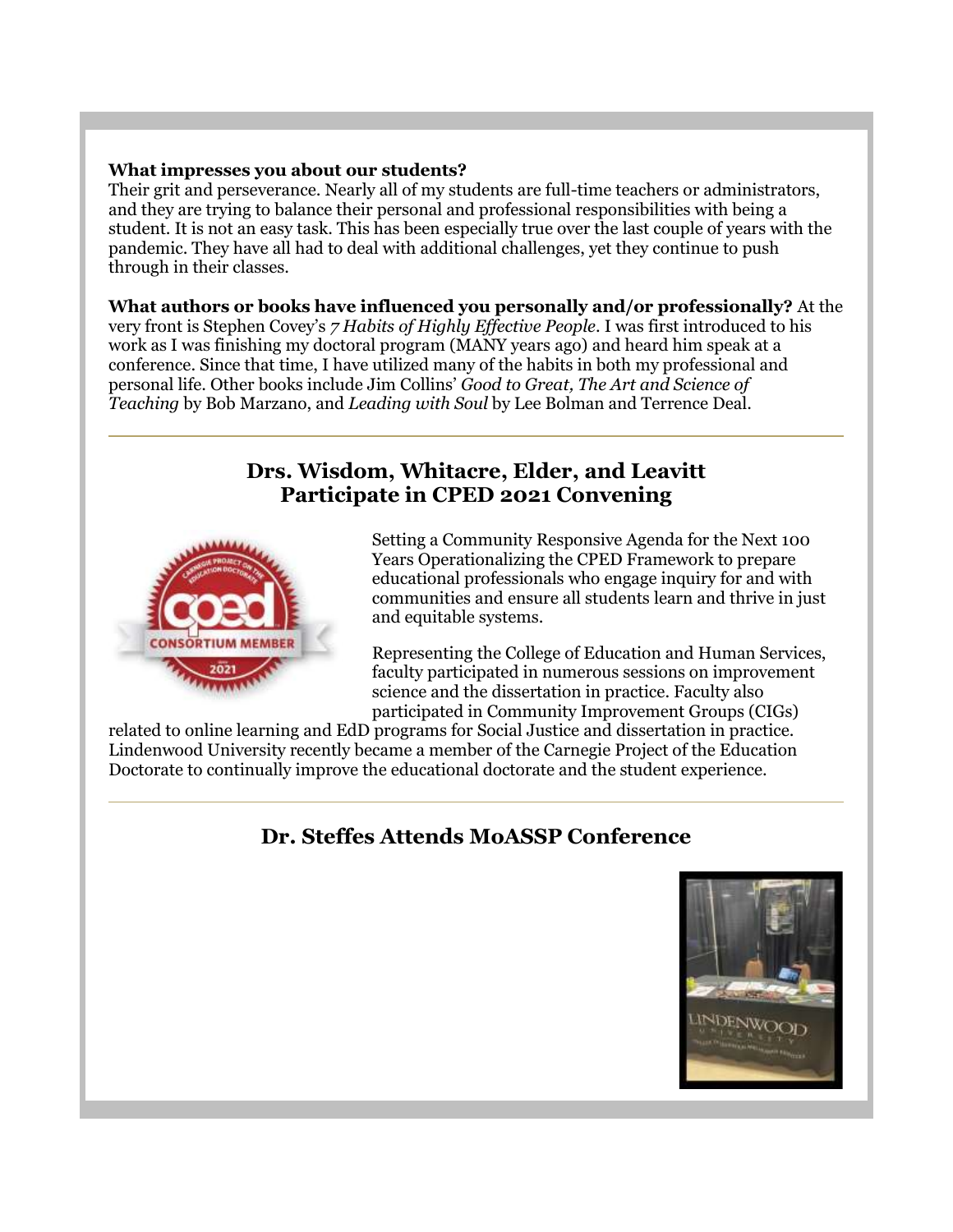**What impresses you about our students?**
Their grit and perseverance. Nearly all of my students are full-time teachers or administrators, and they are trying to balance their personal and professional responsibilities with being a student. It is not an easy task. This has been especially true over the last couple of years with the pandemic. They have all had to deal with additional challenges, yet they continue to push through in their classes.

**What authors or books have influenced you personally and/or professionally?** At the very front is Stephen Covey's *7 Habits of Highly Effective People*. I was first introduced to his work as I was finishing my doctoral program (MANY years ago) and heard him speak at a conference. Since that time, I have utilized many of the habits in both my professional and personal life. Other books include Jim Collins' *Good to Great, The Art and Science of Teaching* by Bob Marzano, and *Leading with Soul* by Lee Bolman and Terrence Deal.

---

## Drs. Wisdom, Whitacre, Elder, and Leavitt Participate in CPED 2021 Convening

Setting a Community Responsive Agenda for the Next 100 Years Operationalizing the CPED Framework to prepare educational professionals who engage inquiry for and with communities and ensure all students learn and thrive in just and equitable systems.

Representing the College of Education and Human Services, faculty participated in numerous sessions on improvement science and the dissertation in practice. Faculty also participated in Community Improvement Groups (CIGs) related to online learning and EdD programs for Social Justice and dissertation in practice. Lindenwood University recently became a member of the Carnegie Project of the Education Doctorate to continually improve the educational doctorate and the student experience.

---

## Dr. Steffes Attends MoASSP Conference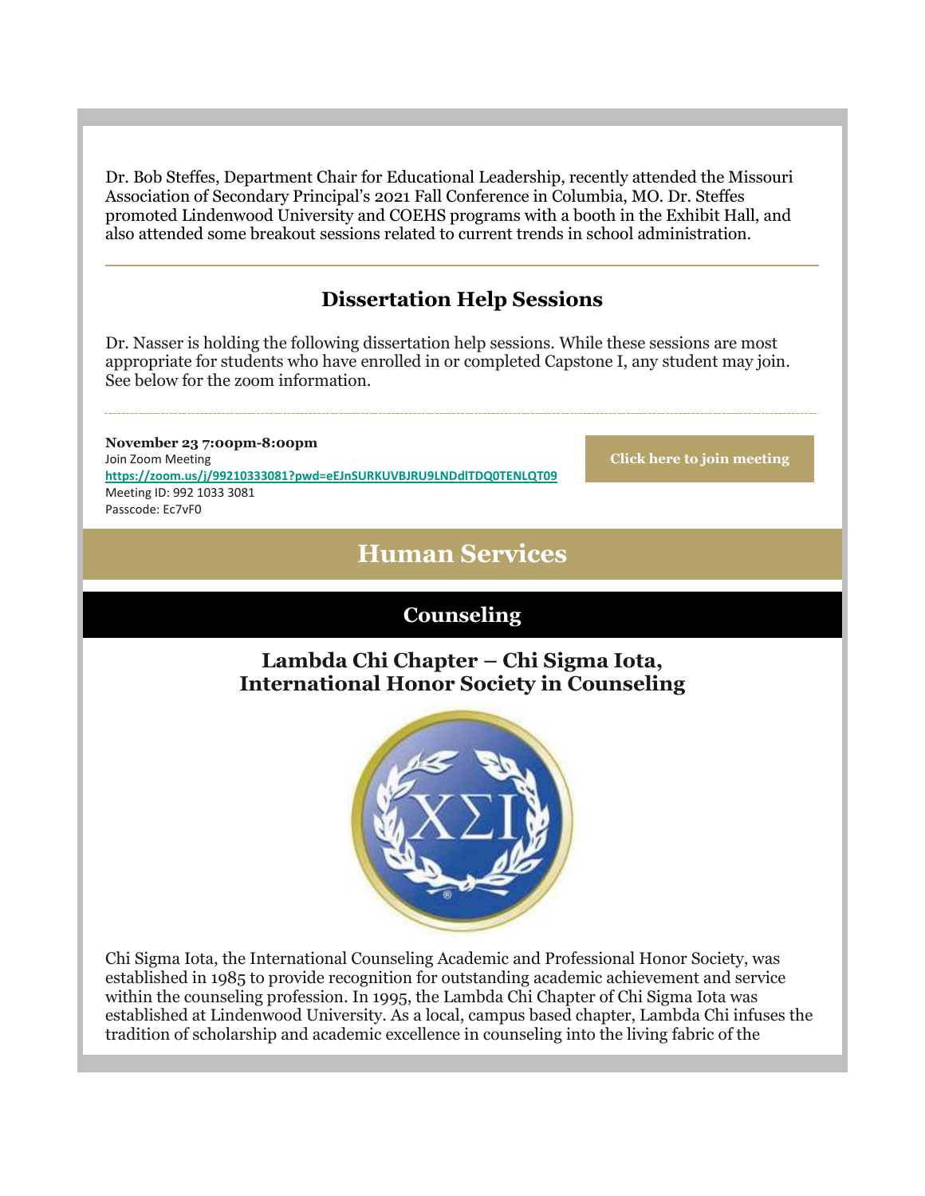Dr. Bob Steffes, Department Chair for Educational Leadership, recently attended the Missouri Association of Secondary Principal's 2021 Fall Conference in Columbia, MO. Dr. Steffes promoted Lindenwood University and COEHS programs with a booth in the Exhibit Hall, and also attended some breakout sessions related to current trends in school administration.

---

## Dissertation Help Sessions

Dr. Nasser is holding the following dissertation help sessions. While these sessions are most appropriate for students who have enrolled in or completed Capstone I, any student may join. See below for the zoom information.

**November 23 7:00pm-8:00pm**
Join Zoom Meeting
**https://zoom.us/j/99210333081?pwd=eEJnSURKUVBJRU9LNDdlTDQ0TENLQT09**
Meeting ID: 992 1033 3081
Passcode: Ec7vF0

**Click here to join meeting**

# Human Services

## Counseling

### Lambda Chi Chapter – Chi Sigma Iota, International Honor Society in Counseling

Chi Sigma Iota, the International Counseling Academic and Professional Honor Society, was established in 1985 to provide recognition for outstanding academic achievement and service within the counseling profession. In 1995, the Lambda Chi Chapter of Chi Sigma Iota was established at Lindenwood University. As a local, campus based chapter, Lambda Chi infuses the tradition of scholarship and academic excellence in counseling into the living fabric of the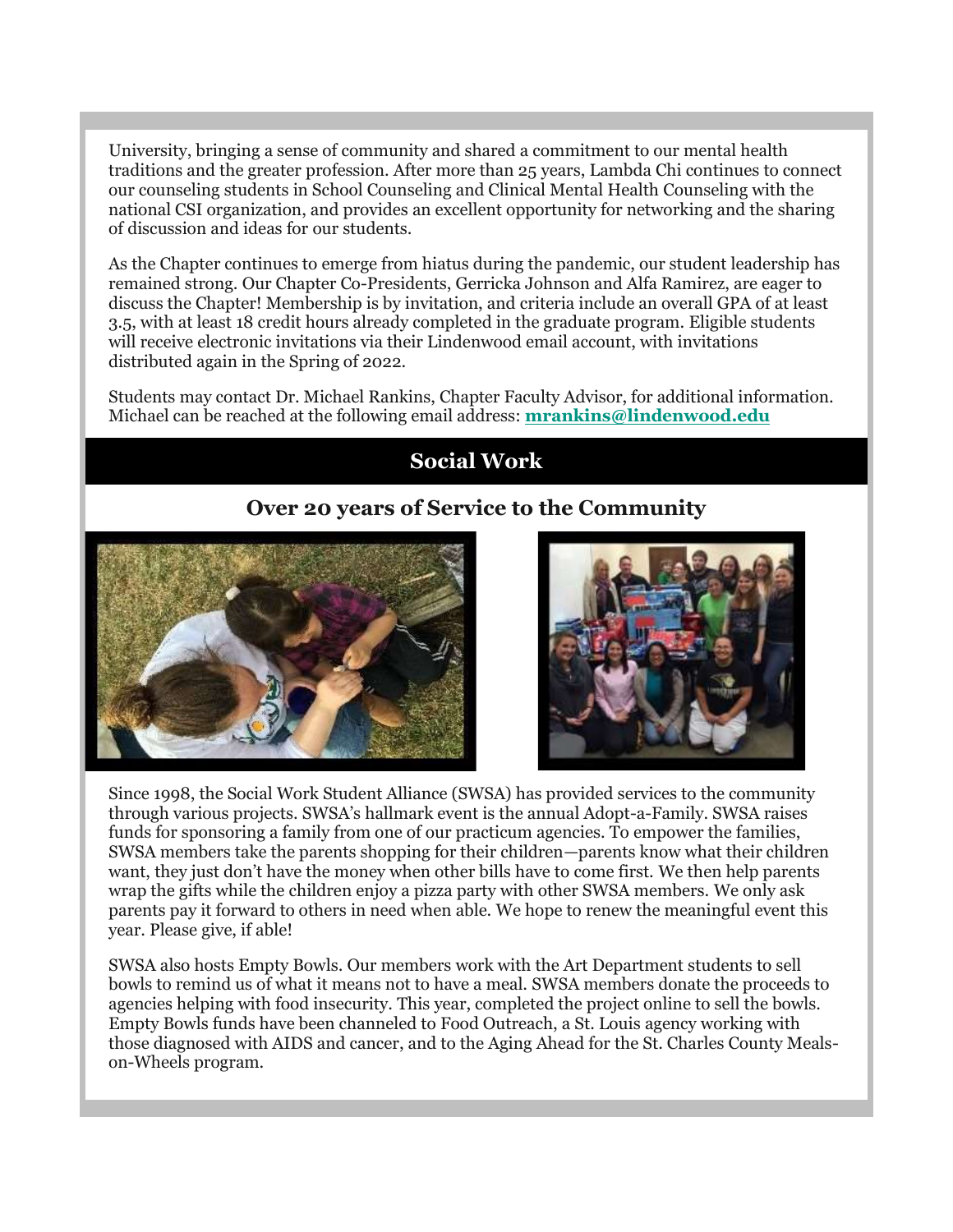University, bringing a sense of community and shared a commitment to our mental health traditions and the greater profession. After more than 25 years, Lambda Chi continues to connect our counseling students in School Counseling and Clinical Mental Health Counseling with the national CSI organization, and provides an excellent opportunity for networking and the sharing of discussion and ideas for our students.

As the Chapter continues to emerge from hiatus during the pandemic, our student leadership has remained strong. Our Chapter Co-Presidents, Gerricka Johnson and Alfa Ramirez, are eager to discuss the Chapter! Membership is by invitation, and criteria include an overall GPA of at least 3.5, with at least 18 credit hours already completed in the graduate program. Eligible students will receive electronic invitations via their Lindenwood email account, with invitations distributed again in the Spring of 2022.

Students may contact Dr. Michael Rankins, Chapter Faculty Advisor, for additional information. Michael can be reached at the following email address: **mrankins@lindenwood.edu**

## Social Work

### Over 20 years of Service to the Community

Since 1998, the Social Work Student Alliance (SWSA) has provided services to the community through various projects. SWSA's hallmark event is the annual Adopt-a-Family. SWSA raises funds for sponsoring a family from one of our practicum agencies. To empower the families, SWSA members take the parents shopping for their children—parents know what their children want, they just don't have the money when other bills have to come first. We then help parents wrap the gifts while the children enjoy a pizza party with other SWSA members. We only ask parents pay it forward to others in need when able. We hope to renew the meaningful event this year. Please give, if able!

SWSA also hosts Empty Bowls. Our members work with the Art Department students to sell bowls to remind us of what it means not to have a meal. SWSA members donate the proceeds to agencies helping with food insecurity. This year, completed the project online to sell the bowls. Empty Bowls funds have been channeled to Food Outreach, a St. Louis agency working with those diagnosed with AIDS and cancer, and to the Aging Ahead for the St. Charles County Meals-on-Wheels program.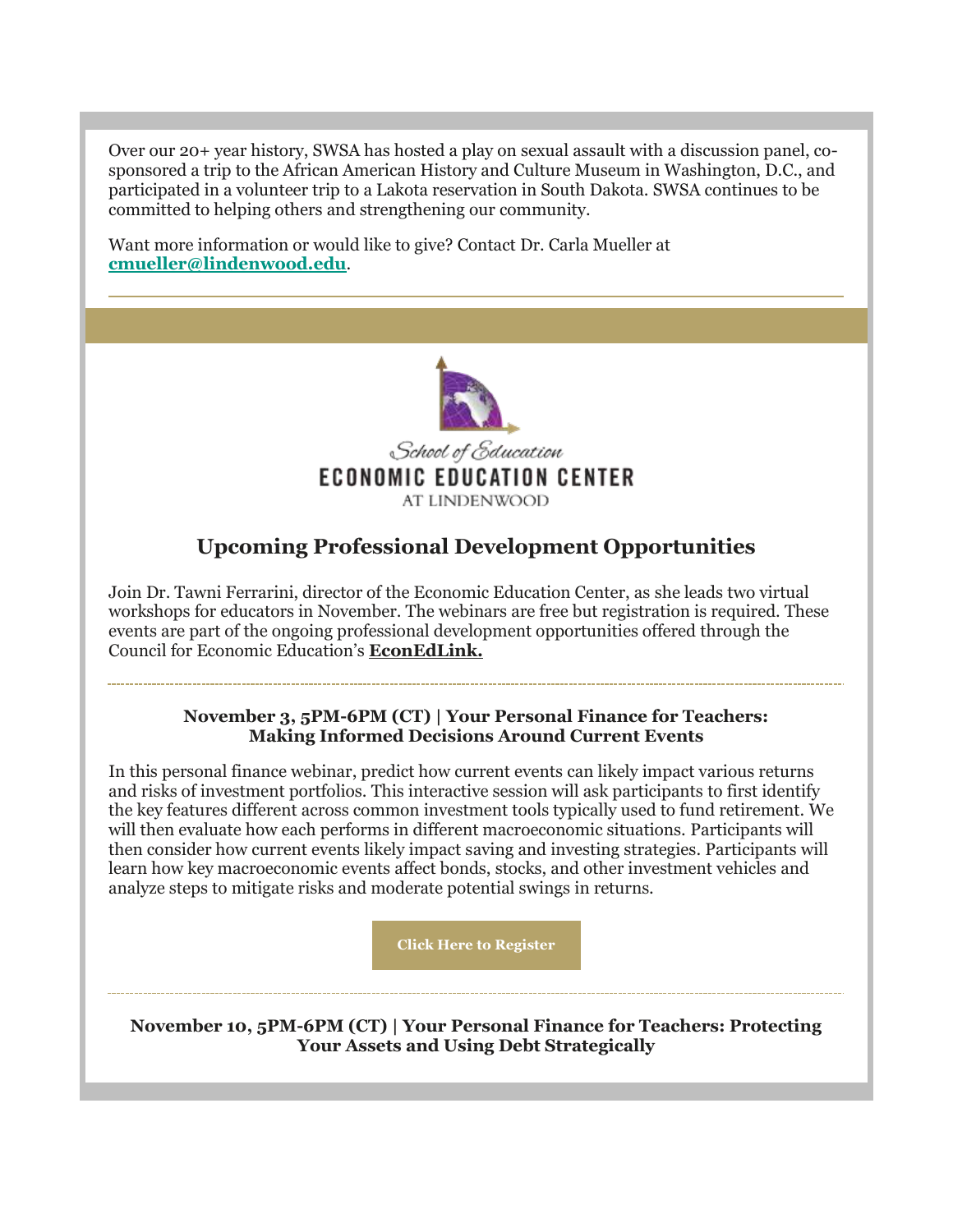Over our 20+ year history, SWSA has hosted a play on sexual assault with a discussion panel, co-sponsored a trip to the African American History and Culture Museum in Washington, D.C., and participated in a volunteer trip to a Lakota reservation in South Dakota. SWSA continues to be committed to helping others and strengthening our community.

Want more information or would like to give? Contact Dr. Carla Mueller at **cmueller@lindenwood.edu**.

---

School of Education
ECONOMIC EDUCATION CENTER
AT LINDENWOOD

## Upcoming Professional Development Opportunities

Join Dr. Tawni Ferrarini, director of the Economic Education Center, as she leads two virtual workshops for educators in November. The webinars are free but registration is required. These events are part of the ongoing professional development opportunities offered through the Council for Economic Education's **EconEdLink.**

---

**November 3, 5PM-6PM (CT) | Your Personal Finance for Teachers: Making Informed Decisions Around Current Events**

In this personal finance webinar, predict how current events can likely impact various returns and risks of investment portfolios. This interactive session will ask participants to first identify the key features different across common investment tools typically used to fund retirement. We will then evaluate how each performs in different macroeconomic situations. Participants will then consider how current events likely impact saving and investing strategies. Participants will learn how key macroeconomic events affect bonds, stocks, and other investment vehicles and analyze steps to mitigate risks and moderate potential swings in returns.

**Click Here to Register**

---

**November 10, 5PM-6PM (CT) | Your Personal Finance for Teachers: Protecting Your Assets and Using Debt Strategically**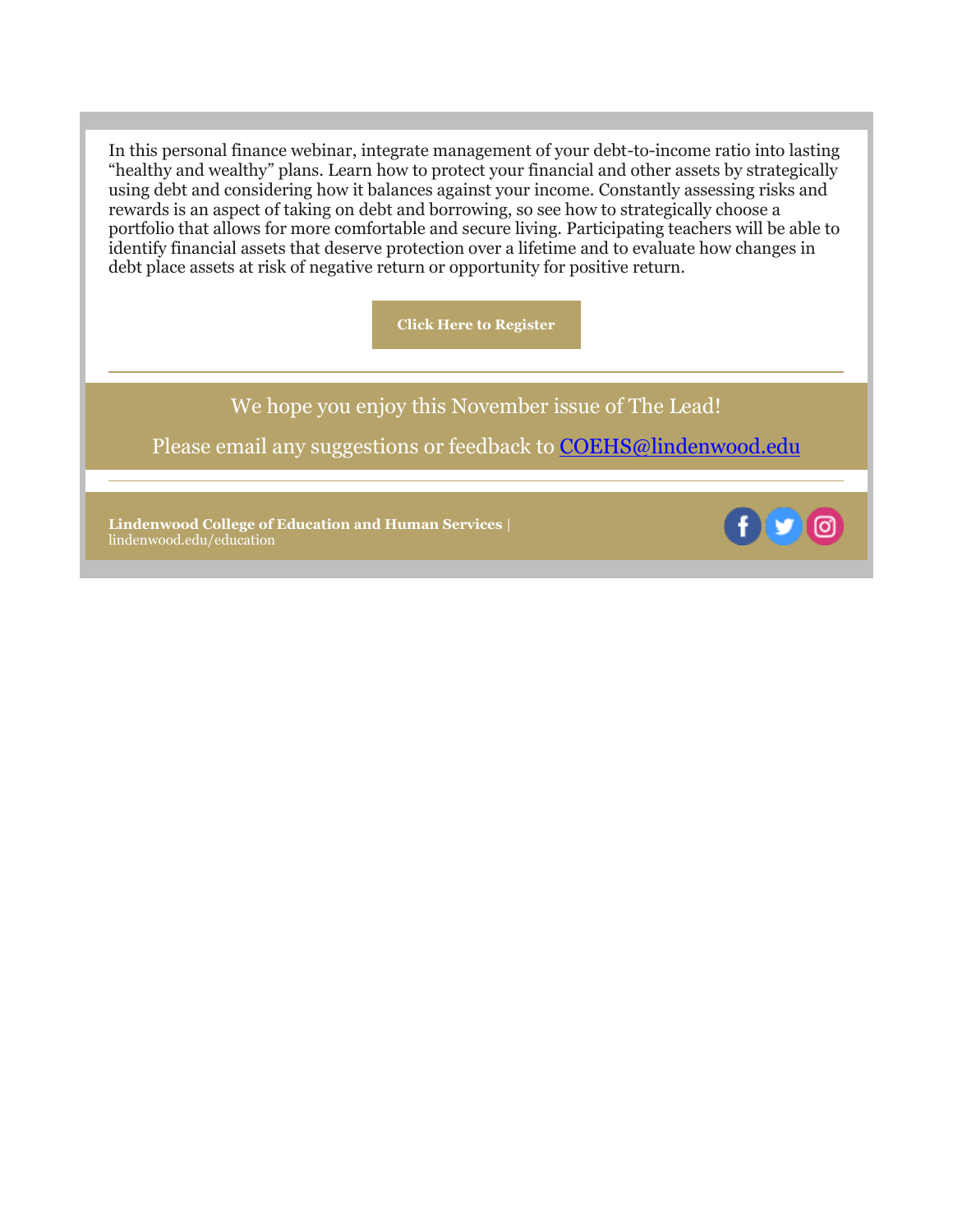In this personal finance webinar, integrate management of your debt-to-income ratio into lasting "healthy and wealthy" plans. Learn how to protect your financial and other assets by strategically using debt and considering how it balances against your income. Constantly assessing risks and rewards is an aspect of taking on debt and borrowing, so see how to strategically choose a portfolio that allows for more comfortable and secure living. Participating teachers will be able to identify financial assets that deserve protection over a lifetime and to evaluate how changes in debt place assets at risk of negative return or opportunity for positive return.

**Click Here to Register**

---

We hope you enjoy this November issue of The Lead!

Please email any suggestions or feedback to COEHS@lindenwood.edu

---

**Lindenwood College of Education and Human Services** |
lindenwood.edu/education